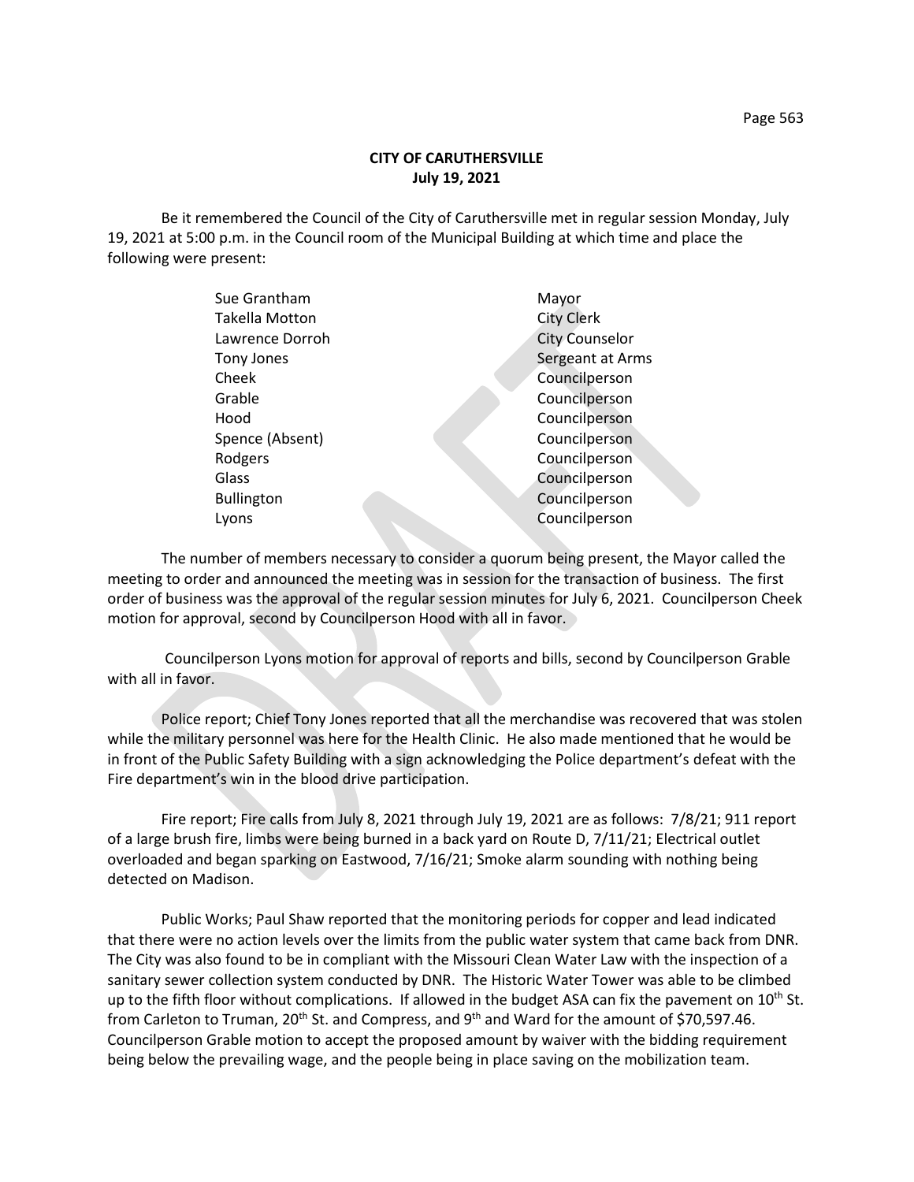**CITY OF CARUTHERSVILLE**
**July 19, 2021**

Be it remembered the Council of the City of Caruthersville met in regular session Monday, July 19, 2021 at 5:00 p.m. in the Council room of the Municipal Building at which time and place the following were present:

| | |
|---|---|
| Sue Grantham | Mayor |
| Takella Motton | City Clerk |
| Lawrence Dorroh | City Counselor |
| Tony Jones | Sergeant at Arms |
| Cheek | Councilperson |
| Grable | Councilperson |
| Hood | Councilperson |
| Spence (Absent) | Councilperson |
| Rodgers | Councilperson |
| Glass | Councilperson |
| Bullington | Councilperson |
| Lyons | Councilperson |

The number of members necessary to consider a quorum being present, the Mayor called the meeting to order and announced the meeting was in session for the transaction of business. The first order of business was the approval of the regular session minutes for July 6, 2021. Councilperson Cheek motion for approval, second by Councilperson Hood with all in favor.

Councilperson Lyons motion for approval of reports and bills, second by Councilperson Grable with all in favor.

Police report; Chief Tony Jones reported that all the merchandise was recovered that was stolen while the military personnel was here for the Health Clinic. He also made mentioned that he would be in front of the Public Safety Building with a sign acknowledging the Police department's defeat with the Fire department's win in the blood drive participation.

Fire report; Fire calls from July 8, 2021 through July 19, 2021 are as follows: 7/8/21; 911 report of a large brush fire, limbs were being burned in a back yard on Route D, 7/11/21; Electrical outlet overloaded and began sparking on Eastwood, 7/16/21; Smoke alarm sounding with nothing being detected on Madison.

Public Works; Paul Shaw reported that the monitoring periods for copper and lead indicated that there were no action levels over the limits from the public water system that came back from DNR. The City was also found to be in compliant with the Missouri Clean Water Law with the inspection of a sanitary sewer collection system conducted by DNR. The Historic Water Tower was able to be climbed up to the fifth floor without complications. If allowed in the budget ASA can fix the pavement on 10th St. from Carleton to Truman, 20th St. and Compress, and 9th and Ward for the amount of $70,597.46. Councilperson Grable motion to accept the proposed amount by waiver with the bidding requirement being below the prevailing wage, and the people being in place saving on the mobilization team.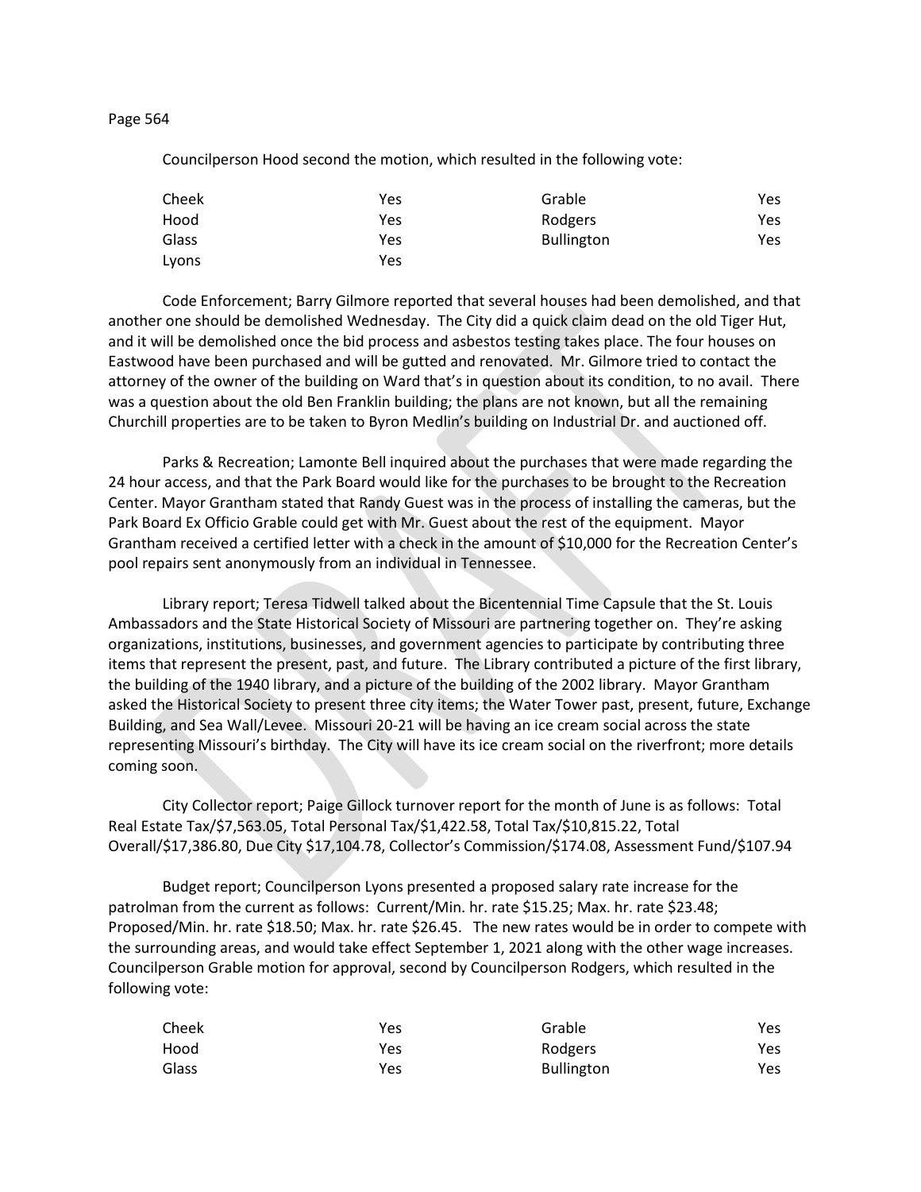Councilperson Hood second the motion, which resulted in the following vote:

| | | | |
|---|---|---|---|
| Cheek | Yes | Grable | Yes |
| Hood | Yes | Rodgers | Yes |
| Glass | Yes | Bullington | Yes |
| Lyons | Yes | | |

Code Enforcement; Barry Gilmore reported that several houses had been demolished, and that another one should be demolished Wednesday. The City did a quick claim dead on the old Tiger Hut, and it will be demolished once the bid process and asbestos testing takes place. The four houses on Eastwood have been purchased and will be gutted and renovated. Mr. Gilmore tried to contact the attorney of the owner of the building on Ward that's in question about its condition, to no avail. There was a question about the old Ben Franklin building; the plans are not known, but all the remaining Churchill properties are to be taken to Byron Medlin's building on Industrial Dr. and auctioned off.

Parks & Recreation; Lamonte Bell inquired about the purchases that were made regarding the 24 hour access, and that the Park Board would like for the purchases to be brought to the Recreation Center. Mayor Grantham stated that Randy Guest was in the process of installing the cameras, but the Park Board Ex Officio Grable could get with Mr. Guest about the rest of the equipment. Mayor Grantham received a certified letter with a check in the amount of $10,000 for the Recreation Center's pool repairs sent anonymously from an individual in Tennessee.

Library report; Teresa Tidwell talked about the Bicentennial Time Capsule that the St. Louis Ambassadors and the State Historical Society of Missouri are partnering together on. They're asking organizations, institutions, businesses, and government agencies to participate by contributing three items that represent the present, past, and future. The Library contributed a picture of the first library, the building of the 1940 library, and a picture of the building of the 2002 library. Mayor Grantham asked the Historical Society to present three city items; the Water Tower past, present, future, Exchange Building, and Sea Wall/Levee. Missouri 20-21 will be having an ice cream social across the state representing Missouri's birthday. The City will have its ice cream social on the riverfront; more details coming soon.

City Collector report; Paige Gillock turnover report for the month of June is as follows: Total Real Estate Tax/$7,563.05, Total Personal Tax/$1,422.58, Total Tax/$10,815.22, Total Overall/$17,386.80, Due City $17,104.78, Collector's Commission/$174.08, Assessment Fund/$107.94

Budget report; Councilperson Lyons presented a proposed salary rate increase for the patrolman from the current as follows: Current/Min. hr. rate $15.25; Max. hr. rate $23.48; Proposed/Min. hr. rate $18.50; Max. hr. rate $26.45. The new rates would be in order to compete with the surrounding areas, and would take effect September 1, 2021 along with the other wage increases. Councilperson Grable motion for approval, second by Councilperson Rodgers, which resulted in the following vote:

| | | | |
|---|---|---|---|
| Cheek | Yes | Grable | Yes |
| Hood | Yes | Rodgers | Yes |
| Glass | Yes | Bullington | Yes |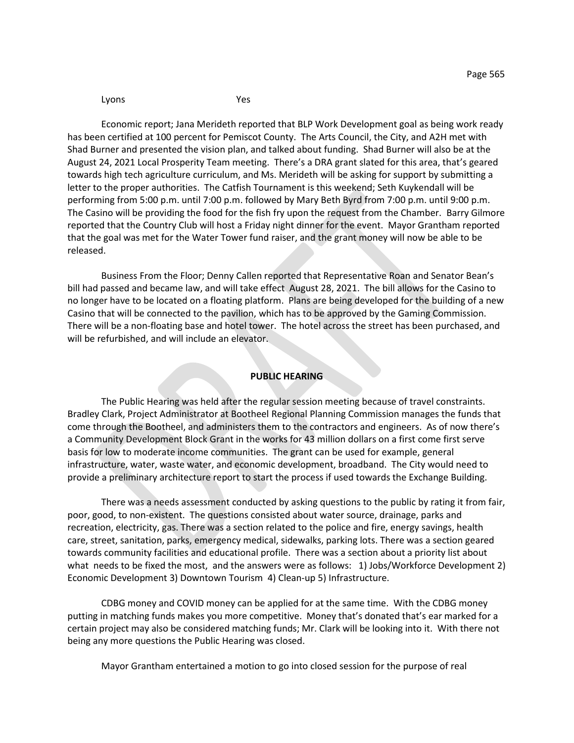Lyons Yes

Economic report; Jana Merideth reported that BLP Work Development goal as being work ready has been certified at 100 percent for Pemiscot County. The Arts Council, the City, and A2H met with Shad Burner and presented the vision plan, and talked about funding. Shad Burner will also be at the August 24, 2021 Local Prosperity Team meeting. There's a DRA grant slated for this area, that's geared towards high tech agriculture curriculum, and Ms. Merideth will be asking for support by submitting a letter to the proper authorities. The Catfish Tournament is this weekend; Seth Kuykendall will be performing from 5:00 p.m. until 7:00 p.m. followed by Mary Beth Byrd from 7:00 p.m. until 9:00 p.m. The Casino will be providing the food for the fish fry upon the request from the Chamber. Barry Gilmore reported that the Country Club will host a Friday night dinner for the event. Mayor Grantham reported that the goal was met for the Water Tower fund raiser, and the grant money will now be able to be released.

Business From the Floor; Denny Callen reported that Representative Roan and Senator Bean's bill had passed and became law, and will take effect August 28, 2021. The bill allows for the Casino to no longer have to be located on a floating platform. Plans are being developed for the building of a new Casino that will be connected to the pavilion, which has to be approved by the Gaming Commission. There will be a non-floating base and hotel tower. The hotel across the street has been purchased, and will be refurbished, and will include an elevator.

**PUBLIC HEARING**

The Public Hearing was held after the regular session meeting because of travel constraints. Bradley Clark, Project Administrator at Bootheel Regional Planning Commission manages the funds that come through the Bootheel, and administers them to the contractors and engineers. As of now there's a Community Development Block Grant in the works for 43 million dollars on a first come first serve basis for low to moderate income communities. The grant can be used for example, general infrastructure, water, waste water, and economic development, broadband. The City would need to provide a preliminary architecture report to start the process if used towards the Exchange Building.

There was a needs assessment conducted by asking questions to the public by rating it from fair, poor, good, to non-existent. The questions consisted about water source, drainage, parks and recreation, electricity, gas. There was a section related to the police and fire, energy savings, health care, street, sanitation, parks, emergency medical, sidewalks, parking lots. There was a section geared towards community facilities and educational profile. There was a section about a priority list about what needs to be fixed the most, and the answers were as follows: 1) Jobs/Workforce Development 2) Economic Development 3) Downtown Tourism 4) Clean-up 5) Infrastructure.

CDBG money and COVID money can be applied for at the same time. With the CDBG money putting in matching funds makes you more competitive. Money that's donated that's ear marked for a certain project may also be considered matching funds; Mr. Clark will be looking into it. With there not being any more questions the Public Hearing was closed.

Mayor Grantham entertained a motion to go into closed session for the purpose of real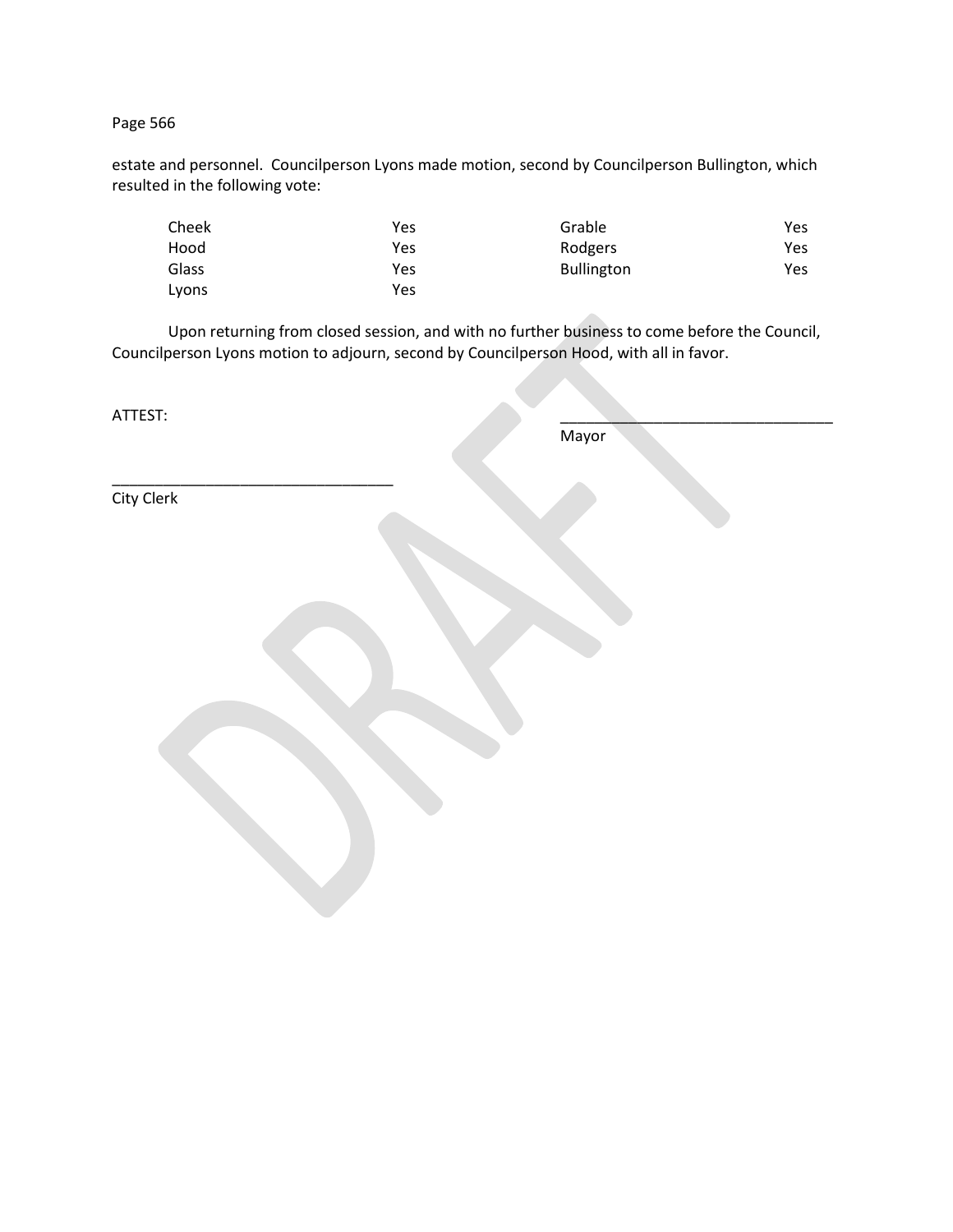estate and personnel. Councilperson Lyons made motion, second by Councilperson Bullington, which resulted in the following vote:

| | | | |
|---|---|---|---|
| Cheek | Yes | Grable | Yes |
| Hood | Yes | Rodgers | Yes |
| Glass | Yes | Bullington | Yes |
| Lyons | Yes | | |

Upon returning from closed session, and with no further business to come before the Council, Councilperson Lyons motion to adjourn, second by Councilperson Hood, with all in favor.

ATTEST:

________________________________
Mayor

________________________________
City Clerk